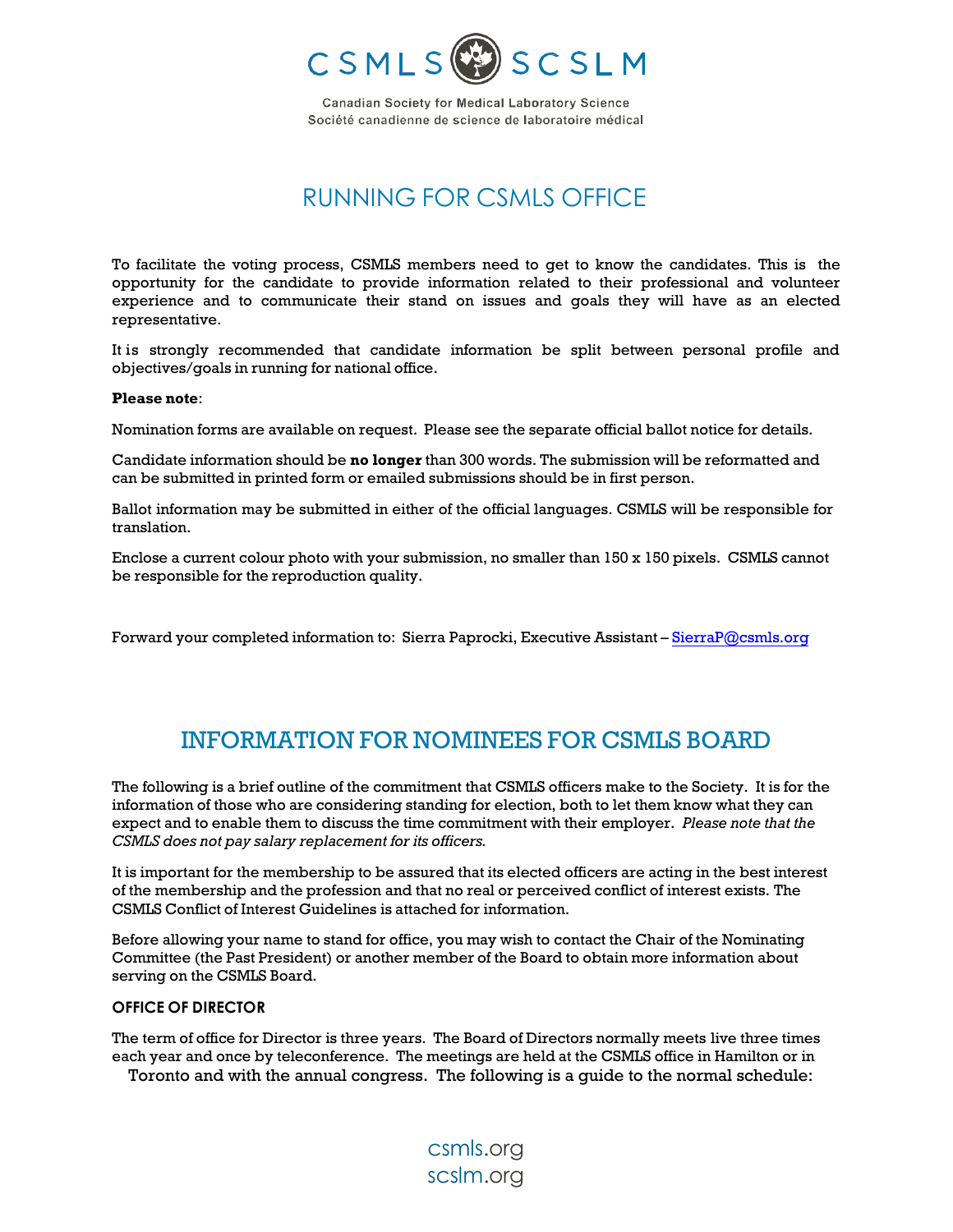CSMLS SCSLM

Canadian Society for Medical Laboratory Science
Société canadienne de science de laboratoire médical

# RUNNING FOR CSMLS OFFICE

To facilitate the voting process, CSMLS members need to get to know the candidates. This is the opportunity for the candidate to provide information related to their professional and volunteer experience and to communicate their stand on issues and goals they will have as an elected representative.

It is strongly recommended that candidate information be split between personal profile and objectives/goals in running for national office.

**Please note**:

Nomination forms are available on request. Please see the separate official ballot notice for details.

Candidate information should be **no longer** than 300 words. The submission will be reformatted and can be submitted in printed form or emailed submissions should be in first person.

Ballot information may be submitted in either of the official languages. CSMLS will be responsible for translation.

Enclose a current colour photo with your submission, no smaller than 150 x 150 pixels. CSMLS cannot be responsible for the reproduction quality.

Forward your completed information to: Sierra Paprocki, Executive Assistant – SierraP@csmls.org

# INFORMATION FOR NOMINEES FOR CSMLS BOARD

The following is a brief outline of the commitment that CSMLS officers make to the Society. It is for the information of those who are considering standing for election, both to let them know what they can expect and to enable them to discuss the time commitment with their employer. *Please note that the CSMLS does not pay salary replacement for its officers.*

It is important for the membership to be assured that its elected officers are acting in the best interest of the membership and the profession and that no real or perceived conflict of interest exists. The CSMLS Conflict of Interest Guidelines is attached for information.

Before allowing your name to stand for office, you may wish to contact the Chair of the Nominating Committee (the Past President) or another member of the Board to obtain more information about serving on the CSMLS Board.

### OFFICE OF DIRECTOR

The term of office for Director is three years. The Board of Directors normally meets live three times each year and once by teleconference. The meetings are held at the CSMLS office in Hamilton or in Toronto and with the annual congress. The following is a guide to the normal schedule:

csmls.org
scslm.org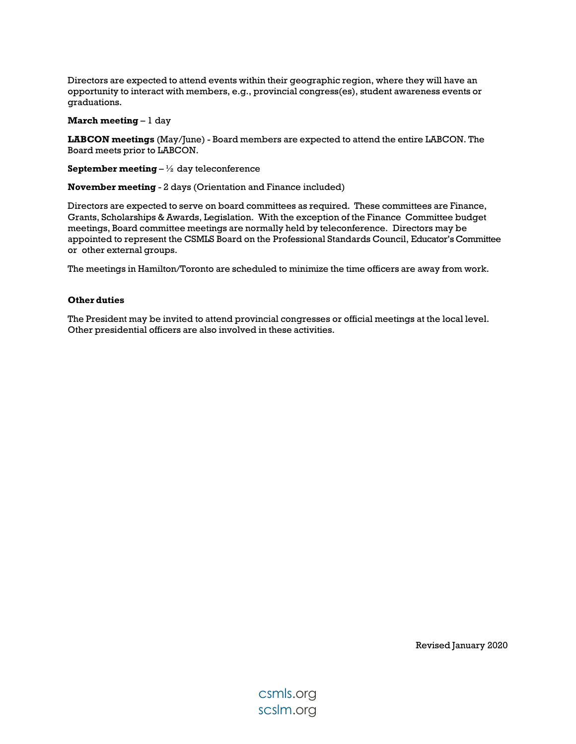Directors are expected to attend events within their geographic region, where they will have an opportunity to interact with members, e.g., provincial congress(es), student awareness events or graduations.

**March meeting** – 1 day

**LABCON meetings** (May/June) - Board members are expected to attend the entire LABCON. The Board meets prior to LABCON.

**September meeting** – ½ day teleconference

**November meeting** - 2 days (Orientation and Finance included)

Directors are expected to serve on board committees as required. These committees are Finance, Grants, Scholarships & Awards, Legislation. With the exception of the Finance Committee budget meetings, Board committee meetings are normally held by teleconference. Directors may be appointed to represent the CSMLS Board on the Professional Standards Council, Educator's Committee or other external groups.

The meetings in Hamilton/Toronto are scheduled to minimize the time officers are away from work.

**Other duties**

The President may be invited to attend provincial congresses or official meetings at the local level. Other presidential officers are also involved in these activities.

Revised January 2020